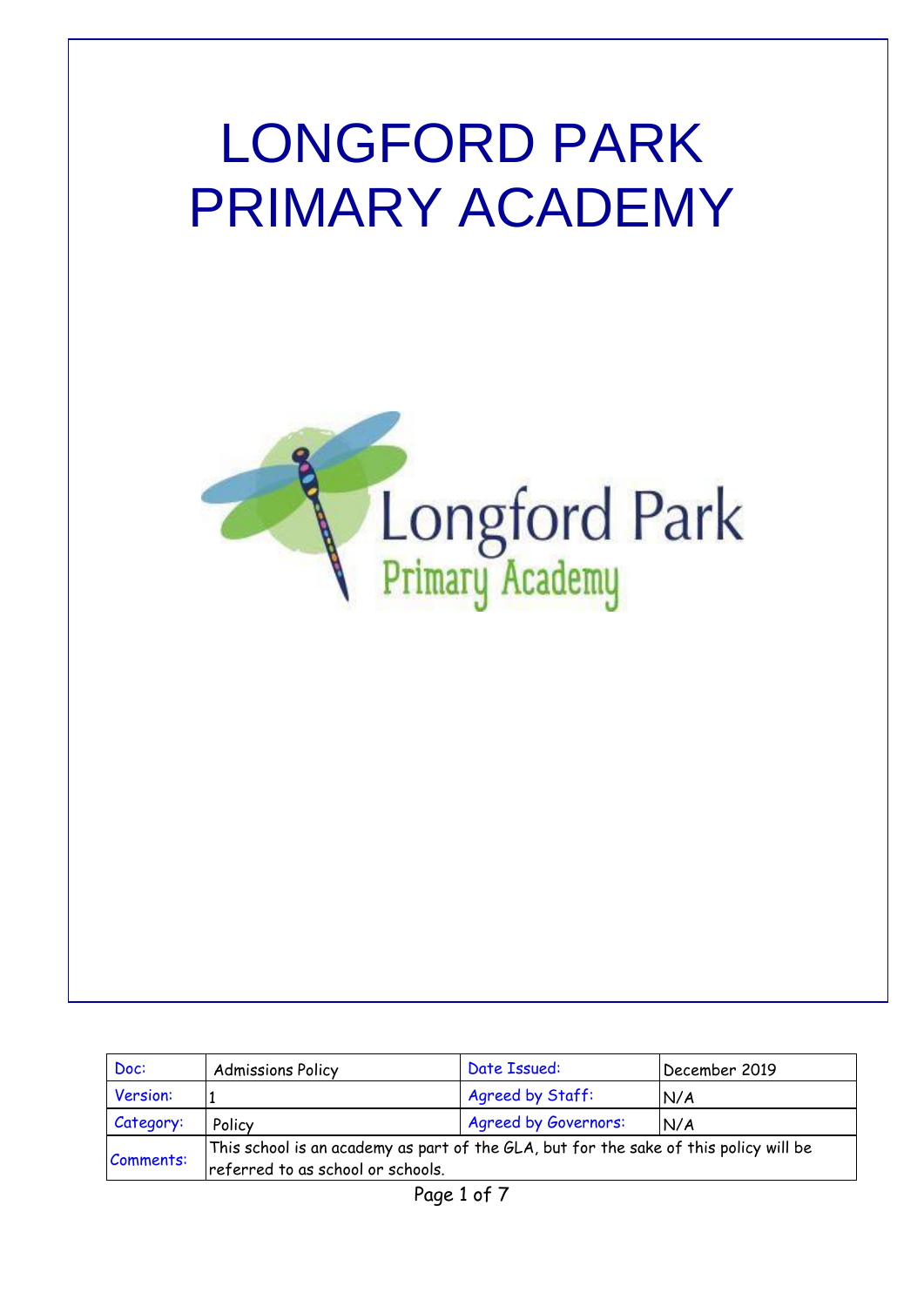# LONGFORD PARK PRIMARY ACADEMY

Longford Park
Primary Academy

| Doc: | Admissions Policy | Date Issued: | December 2019 |
|---|---|---|---|
| Version: | 1 | Agreed by Staff: | N/A |
| Category: | Policy | Agreed by Governors: | N/A |
| Comments: | This school is an academy as part of the GLA, but for the sake of this policy will be referred to as school or schools. | | |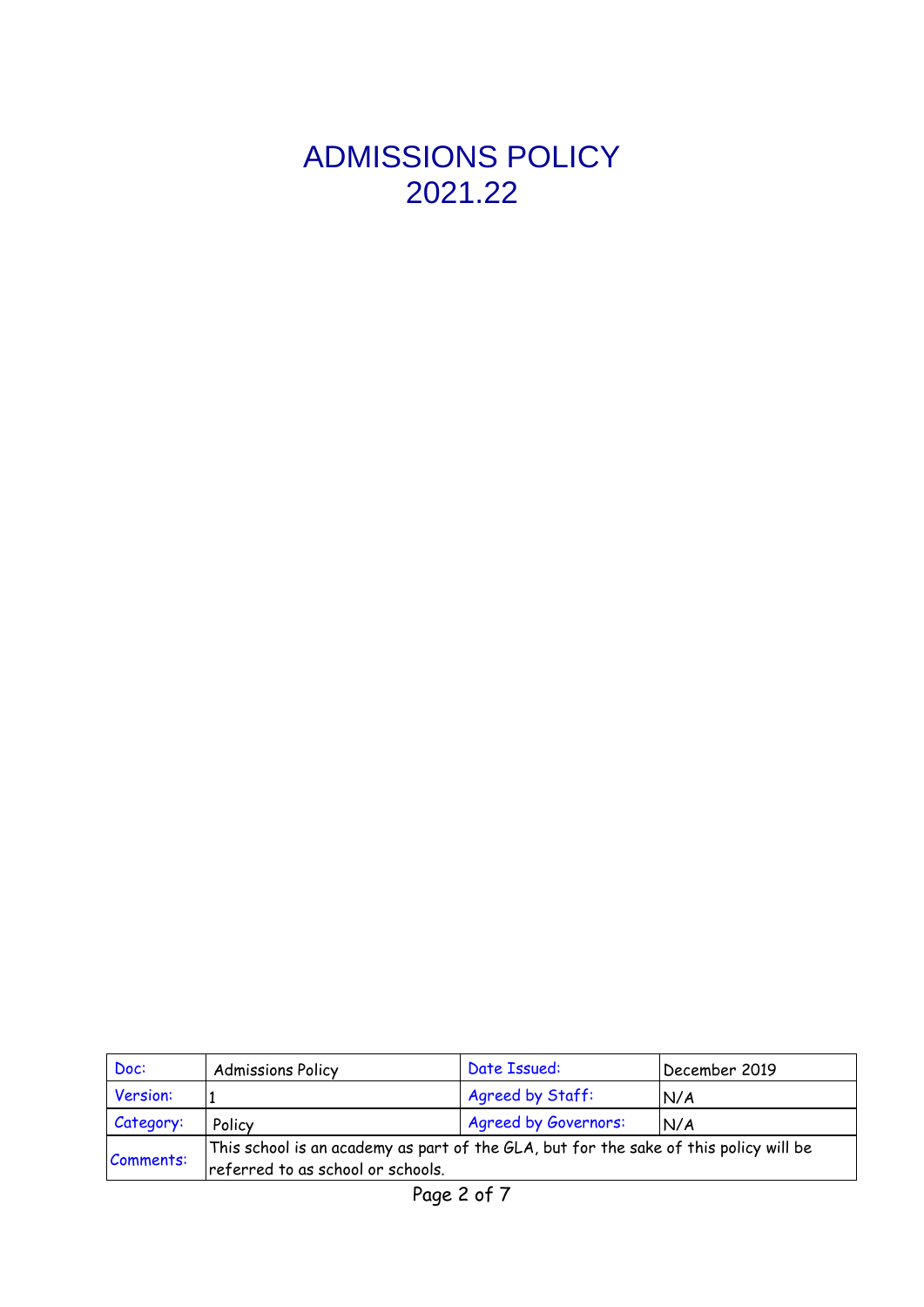# ADMISSIONS POLICY
# 2021.22

| Doc: | Admissions Policy | Date Issued: | December 2019 |
|---|---|---|---|
| Version: | 1 | Agreed by Staff: | N/A |
| Category: | Policy | Agreed by Governors: | N/A |
| Comments: | This school is an academy as part of the GLA, but for the sake of this policy will be referred to as school or schools. | | |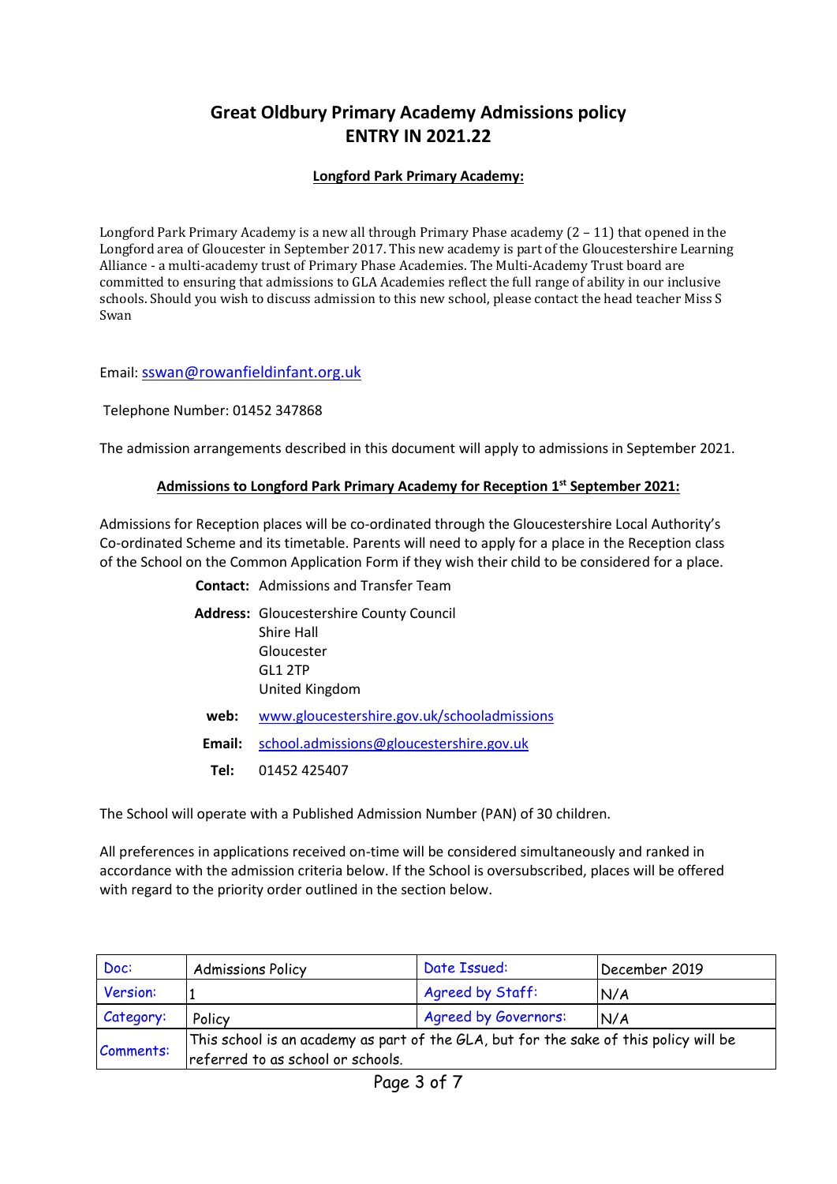# Great Oldbury Primary Academy Admissions policy
# ENTRY IN 2021.22

**Longford Park Primary Academy:**

Longford Park Primary Academy is a new all through Primary Phase academy (2 – 11) that opened in the Longford area of Gloucester in September 2017. This new academy is part of the Gloucestershire Learning Alliance - a multi-academy trust of Primary Phase Academies. The Multi-Academy Trust board are committed to ensuring that admissions to GLA Academies reflect the full range of ability in our inclusive schools. Should you wish to discuss admission to this new school, please contact the head teacher Miss S Swan

Email: sswan@rowanfieldinfant.org.uk

Telephone Number: 01452 347868

The admission arrangements described in this document will apply to admissions in September 2021.

**Admissions to Longford Park Primary Academy for Reception 1st September 2021:**

Admissions for Reception places will be co-ordinated through the Gloucestershire Local Authority's Co-ordinated Scheme and its timetable. Parents will need to apply for a place in the Reception class of the School on the Common Application Form if they wish their child to be considered for a place.

**Contact:** Admissions and Transfer Team

**Address:** Gloucestershire County Council
Shire Hall
Gloucester
GL1 2TP
United Kingdom

**web:** www.gloucestershire.gov.uk/schooladmissions

**Email:** school.admissions@gloucestershire.gov.uk

**Tel:** 01452 425407

The School will operate with a Published Admission Number (PAN) of 30 children.

All preferences in applications received on-time will be considered simultaneously and ranked in accordance with the admission criteria below. If the School is oversubscribed, places will be offered with regard to the priority order outlined in the section below.

| Doc: | Admissions Policy | Date Issued: | December 2019 |
|---|---|---|---|
| Version: | 1 | Agreed by Staff: | N/A |
| Category: | Policy | Agreed by Governors: | N/A |
| Comments: | This school is an academy as part of the GLA, but for the sake of this policy will be referred to as school or schools. | | |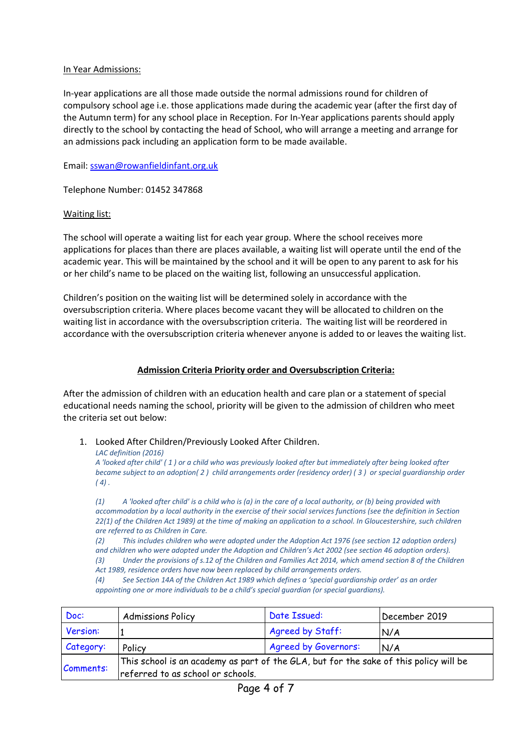<u>In Year Admissions:</u>

In-year applications are all those made outside the normal admissions round for children of compulsory school age i.e. those applications made during the academic year (after the first day of the Autumn term) for any school place in Reception. For In-Year applications parents should apply directly to the school by contacting the head of School, who will arrange a meeting and arrange for an admissions pack including an application form to be made available.

Email: sswan@rowanfieldinfant.org.uk

Telephone Number: 01452 347868

<u>Waiting list:</u>

The school will operate a waiting list for each year group. Where the school receives more applications for places than there are places available, a waiting list will operate until the end of the academic year. This will be maintained by the school and it will be open to any parent to ask for his or her child's name to be placed on the waiting list, following an unsuccessful application.

Children's position on the waiting list will be determined solely in accordance with the oversubscription criteria. Where places become vacant they will be allocated to children on the waiting list in accordance with the oversubscription criteria. The waiting list will be reordered in accordance with the oversubscription criteria whenever anyone is added to or leaves the waiting list.

## Admission Criteria Priority order and Oversubscription Criteria:

After the admission of children with an education health and care plan or a statement of special educational needs naming the school, priority will be given to the admission of children who meet the criteria set out below:

1. Looked After Children/Previously Looked After Children.

   *LAC definition (2016)*
   *A 'looked after child' ( 1 ) or a child who was previously looked after but immediately after being looked after became subject to an adoption( 2 ) child arrangements order (residency order) ( 3 ) or special guardianship order ( 4 ) .*

   *(1) A 'looked after child' is a child who is (a) in the care of a local authority, or (b) being provided with accommodation by a local authority in the exercise of their social services functions (see the definition in Section 22(1) of the Children Act 1989) at the time of making an application to a school. In Gloucestershire, such children are referred to as Children in Care.*
   *(2) This includes children who were adopted under the Adoption Act 1976 (see section 12 adoption orders) and children who were adopted under the Adoption and Children's Act 2002 (see section 46 adoption orders).*
   *(3) Under the provisions of s.12 of the Children and Families Act 2014, which amend section 8 of the Children Act 1989, residence orders have now been replaced by child arrangements orders.*
   *(4) See Section 14A of the Children Act 1989 which defines a 'special guardianship order' as an order appointing one or more individuals to be a child's special guardian (or special guardians).*

| Doc: | Admissions Policy | Date Issued: | December 2019 |
|---|---|---|---|
| Version: | 1 | Agreed by Staff: | N/A |
| Category: | Policy | Agreed by Governors: | N/A |
| Comments: | This school is an academy as part of the GLA, but for the sake of this policy will be referred to as school or schools. | | |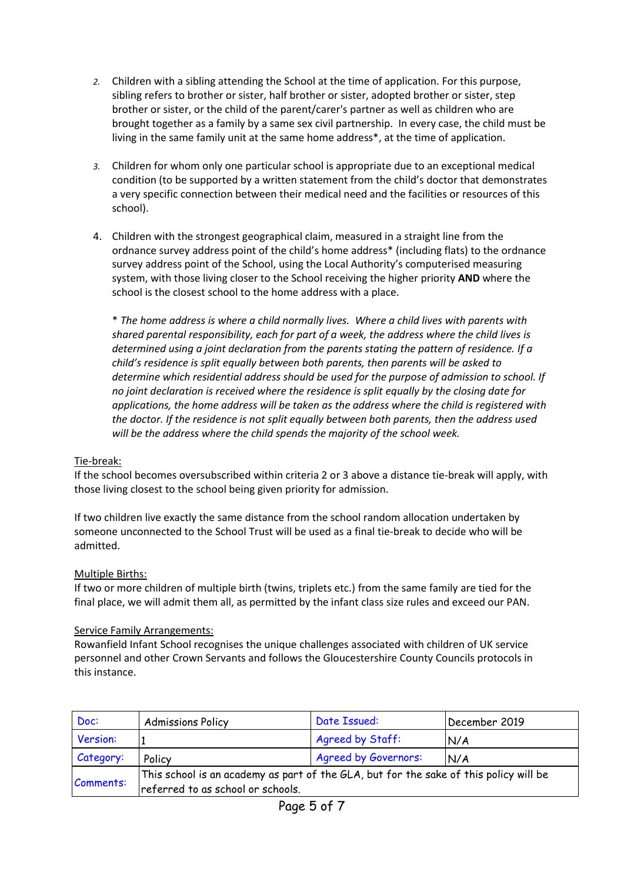2. Children with a sibling attending the School at the time of application. For this purpose, sibling refers to brother or sister, half brother or sister, adopted brother or sister, step brother or sister, or the child of the parent/carer's partner as well as children who are brought together as a family by a same sex civil partnership. In every case, the child must be living in the same family unit at the same home address*, at the time of application.

3. Children for whom only one particular school is appropriate due to an exceptional medical condition (to be supported by a written statement from the child's doctor that demonstrates a very specific connection between their medical need and the facilities or resources of this school).

4. Children with the strongest geographical claim, measured in a straight line from the ordnance survey address point of the child's home address* (including flats) to the ordnance survey address point of the School, using the Local Authority's computerised measuring system, with those living closer to the School receiving the higher priority **AND** where the school is the closest school to the home address with a place.

   *\* The home address is where a child normally lives. Where a child lives with parents with shared parental responsibility, each for part of a week, the address where the child lives is determined using a joint declaration from the parents stating the pattern of residence. If a child's residence is split equally between both parents, then parents will be asked to determine which residential address should be used for the purpose of admission to school. If no joint declaration is received where the residence is split equally by the closing date for applications, the home address will be taken as the address where the child is registered with the doctor. If the residence is not split equally between both parents, then the address used will be the address where the child spends the majority of the school week.*

Tie-break:
If the school becomes oversubscribed within criteria 2 or 3 above a distance tie-break will apply, with those living closest to the school being given priority for admission.

If two children live exactly the same distance from the school random allocation undertaken by someone unconnected to the School Trust will be used as a final tie-break to decide who will be admitted.

Multiple Births:
If two or more children of multiple birth (twins, triplets etc.) from the same family are tied for the final place, we will admit them all, as permitted by the infant class size rules and exceed our PAN.

Service Family Arrangements:
Rowanfield Infant School recognises the unique challenges associated with children of UK service personnel and other Crown Servants and follows the Gloucestershire County Councils protocols in this instance.

| Doc: | Admissions Policy | Date Issued: | December 2019 |
|---|---|---|---|
| Version: | 1 | Agreed by Staff: | N/A |
| Category: | Policy | Agreed by Governors: | N/A |
| Comments: | This school is an academy as part of the GLA, but for the sake of this policy will be referred to as school or schools. | | |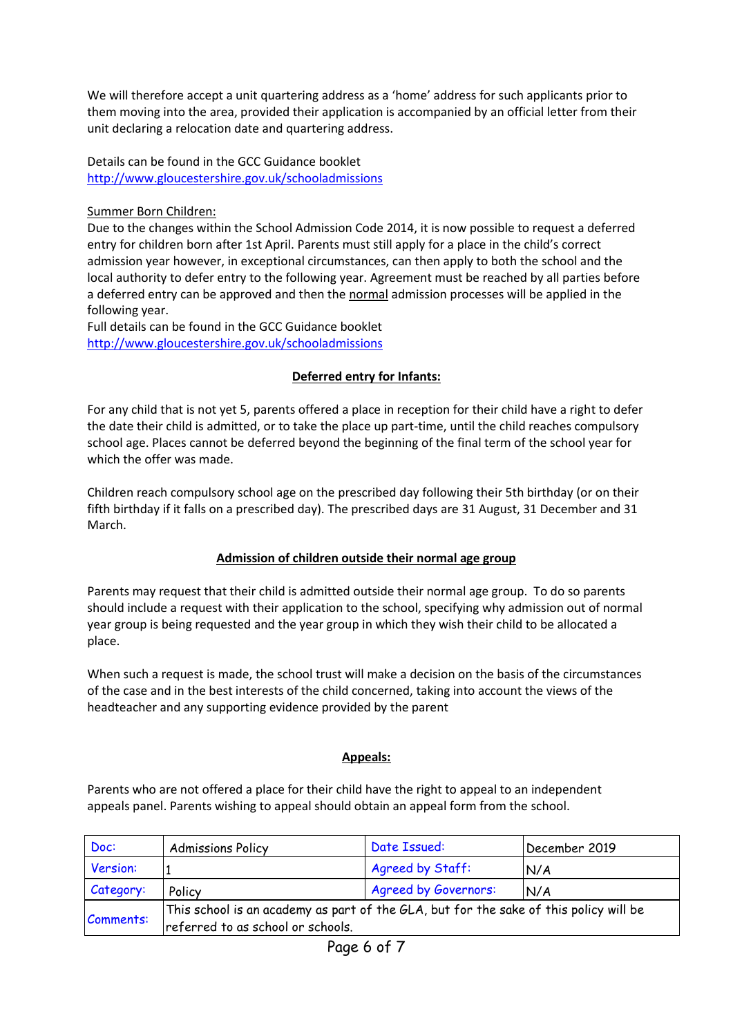We will therefore accept a unit quartering address as a 'home' address for such applicants prior to them moving into the area, provided their application is accompanied by an official letter from their unit declaring a relocation date and quartering address.

Details can be found in the GCC Guidance booklet
http://www.gloucestershire.gov.uk/schooladmissions

Summer Born Children:
Due to the changes within the School Admission Code 2014, it is now possible to request a deferred entry for children born after 1st April. Parents must still apply for a place in the child's correct admission year however, in exceptional circumstances, can then apply to both the school and the local authority to defer entry to the following year. Agreement must be reached by all parties before a deferred entry can be approved and then the normal admission processes will be applied in the following year.
Full details can be found in the GCC Guidance booklet
http://www.gloucestershire.gov.uk/schooladmissions

## Deferred entry for Infants:

For any child that is not yet 5, parents offered a place in reception for their child have a right to defer the date their child is admitted, or to take the place up part-time, until the child reaches compulsory school age. Places cannot be deferred beyond the beginning of the final term of the school year for which the offer was made.

Children reach compulsory school age on the prescribed day following their 5th birthday (or on their fifth birthday if it falls on a prescribed day). The prescribed days are 31 August, 31 December and 31 March.

## Admission of children outside their normal age group

Parents may request that their child is admitted outside their normal age group. To do so parents should include a request with their application to the school, specifying why admission out of normal year group is being requested and the year group in which they wish their child to be allocated a place.

When such a request is made, the school trust will make a decision on the basis of the circumstances of the case and in the best interests of the child concerned, taking into account the views of the headteacher and any supporting evidence provided by the parent

## Appeals:

Parents who are not offered a place for their child have the right to appeal to an independent appeals panel. Parents wishing to appeal should obtain an appeal form from the school.

| Doc: | Admissions Policy | Date Issued: | December 2019 |
|---|---|---|---|
| Version: | 1 | Agreed by Staff: | N/A |
| Category: | Policy | Agreed by Governors: | N/A |
| Comments: | This school is an academy as part of the GLA, but for the sake of this policy will be referred to as school or schools. | | |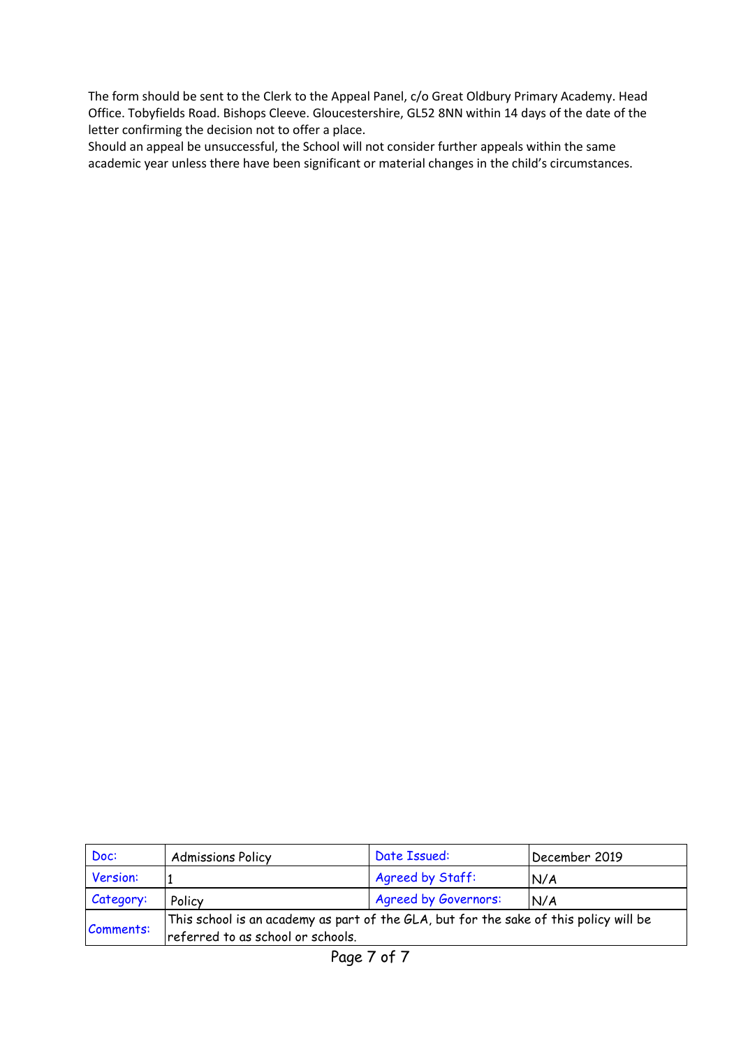The form should be sent to the Clerk to the Appeal Panel, c/o Great Oldbury Primary Academy. Head Office. Tobyfields Road. Bishops Cleeve. Gloucestershire, GL52 8NN within 14 days of the date of the letter confirming the decision not to offer a place.
Should an appeal be unsuccessful, the School will not consider further appeals within the same academic year unless there have been significant or material changes in the child's circumstances.

| | | | |
|---|---|---|---|
| Doc: | Admissions Policy | Date Issued: | December 2019 |
| Version: | 1 | Agreed by Staff: | N/A |
| Category: | Policy | Agreed by Governors: | N/A |
| Comments: | This school is an academy as part of the GLA, but for the sake of this policy will be referred to as school or schools. | | |